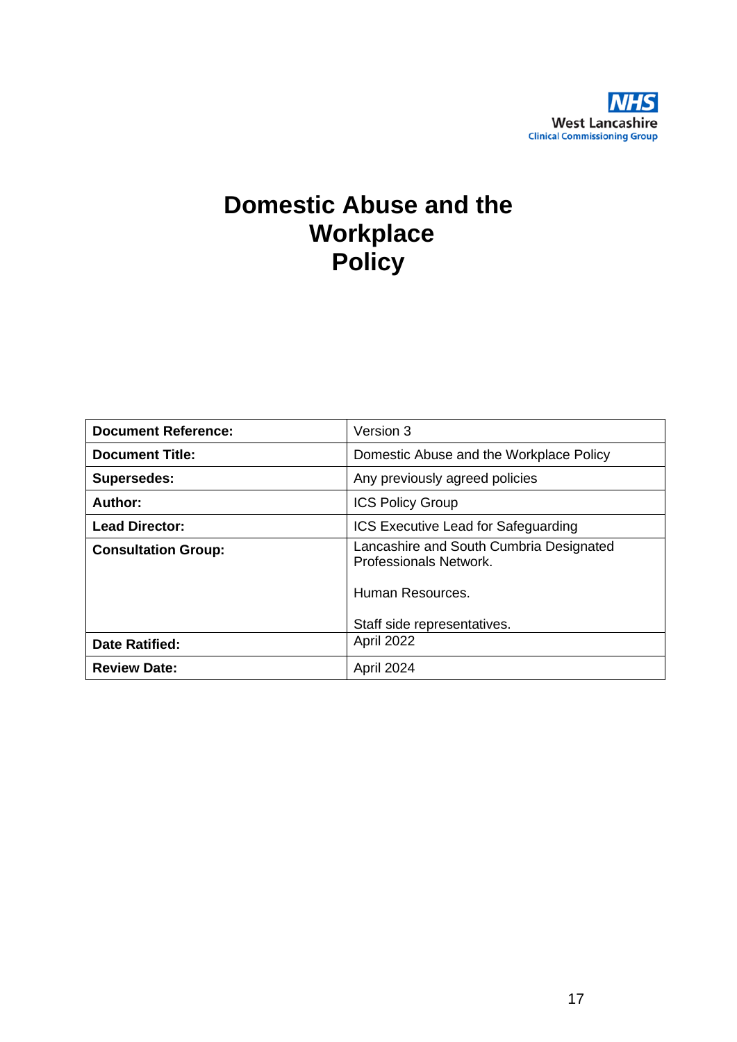NHS
West Lancashire
Clinical Commissioning Group

# Domestic Abuse and the Workplace Policy

| | |
|---|---|
| **Document Reference:** | Version 3 |
| **Document Title:** | Domestic Abuse and the Workplace Policy |
| **Supersedes:** | Any previously agreed policies |
| **Author:** | ICS Policy Group |
| **Lead Director:** | ICS Executive Lead for Safeguarding |
| **Consultation Group:** | Lancashire and South Cumbria Designated Professionals Network.<br><br>Human Resources.<br><br>Staff side representatives. |
| **Date Ratified:** | April 2022 |
| **Review Date:** | April 2024 |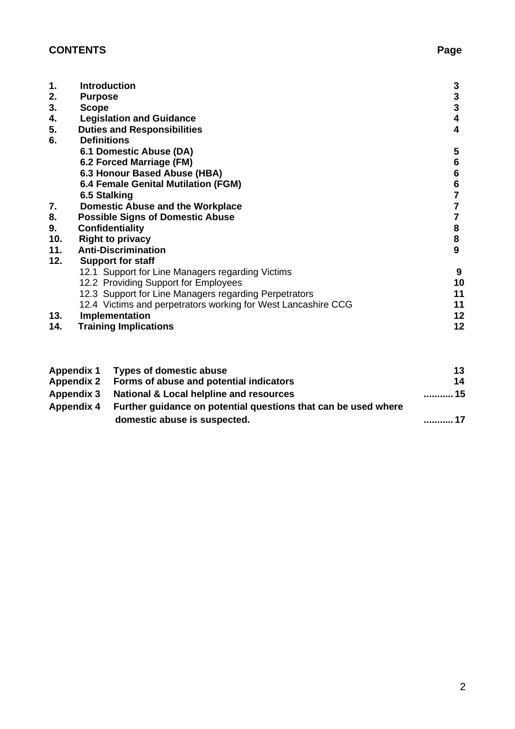## CONTENTS

| | | Page |
|---|---|---|
| **1.** | **Introduction** | **3** |
| **2.** | **Purpose** | **3** |
| **3.** | **Scope** | **3** |
| **4.** | **Legislation and Guidance** | **4** |
| **5.** | **Duties and Responsibilities** | **4** |
| **6.** | **Definitions** | |
| | **6.1 Domestic Abuse (DA)** | **5** |
| | **6.2 Forced Marriage (FM)** | **6** |
| | **6.3 Honour Based Abuse (HBA)** | **6** |
| | **6.4 Female Genital Mutilation (FGM)** | **6** |
| | **6.5 Stalking** | **7** |
| **7.** | **Domestic Abuse and the Workplace** | **7** |
| **8.** | **Possible Signs of Domestic Abuse** | **7** |
| **9.** | **Confidentiality** | **8** |
| **10.** | **Right to privacy** | **8** |
| **11.** | **Anti-Discrimination** | **9** |
| **12.** | **Support for staff** | |
| | 12.1 Support for Line Managers regarding Victims | **9** |
| | 12.2 Providing Support for Employees | **10** |
| | 12.3 Support for Line Managers regarding Perpetrators | **11** |
| | 12.4 Victims and perpetrators working for West Lancashire CCG | **11** |
| **13.** | **Implementation** | **12** |
| **14.** | **Training Implications** | **12** |

| | | |
|---|---|---|
| **Appendix 1** | **Types of domestic abuse** | **13** |
| **Appendix 2** | **Forms of abuse and potential indicators** | **14** |
| **Appendix 3** | **National & Local helpline and resources** | **........... 15** |
| **Appendix 4** | **Further guidance on potential questions that can be used where domestic abuse is suspected.** | **........... 17** |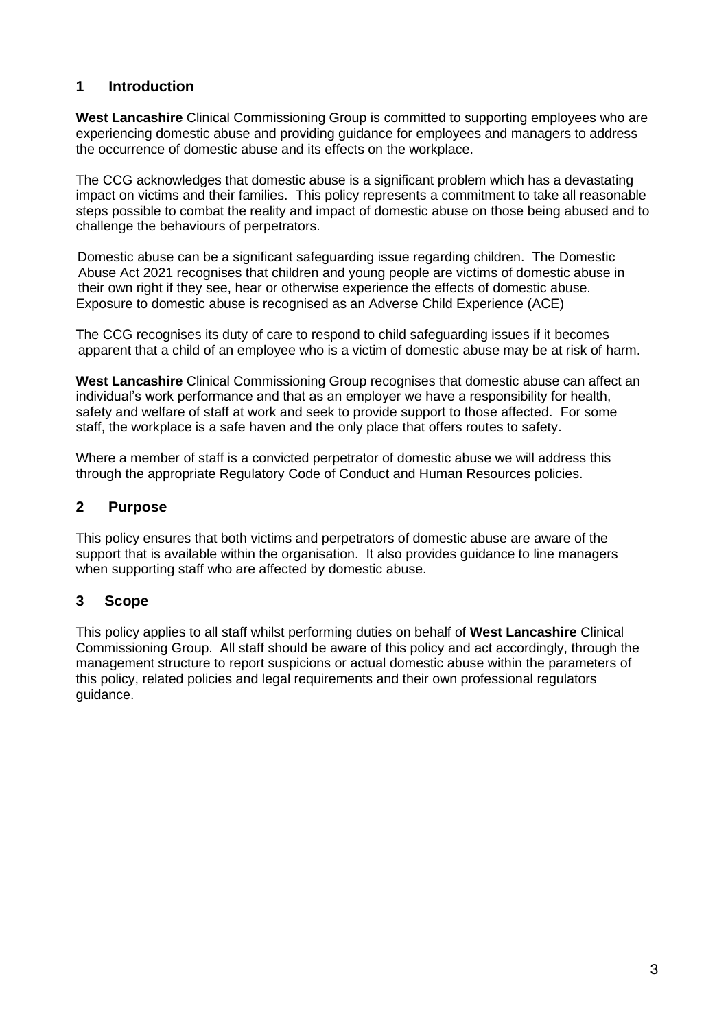## 1 Introduction

**West Lancashire** Clinical Commissioning Group is committed to supporting employees who are experiencing domestic abuse and providing guidance for employees and managers to address the occurrence of domestic abuse and its effects on the workplace.

The CCG acknowledges that domestic abuse is a significant problem which has a devastating impact on victims and their families. This policy represents a commitment to take all reasonable steps possible to combat the reality and impact of domestic abuse on those being abused and to challenge the behaviours of perpetrators.

Domestic abuse can be a significant safeguarding issue regarding children. The Domestic Abuse Act 2021 recognises that children and young people are victims of domestic abuse in their own right if they see, hear or otherwise experience the effects of domestic abuse. Exposure to domestic abuse is recognised as an Adverse Child Experience (ACE)

The CCG recognises its duty of care to respond to child safeguarding issues if it becomes apparent that a child of an employee who is a victim of domestic abuse may be at risk of harm.

**West Lancashire** Clinical Commissioning Group recognises that domestic abuse can affect an individual's work performance and that as an employer we have a responsibility for health, safety and welfare of staff at work and seek to provide support to those affected. For some staff, the workplace is a safe haven and the only place that offers routes to safety.

Where a member of staff is a convicted perpetrator of domestic abuse we will address this through the appropriate Regulatory Code of Conduct and Human Resources policies.

## 2 Purpose

This policy ensures that both victims and perpetrators of domestic abuse are aware of the support that is available within the organisation. It also provides guidance to line managers when supporting staff who are affected by domestic abuse.

## 3 Scope

This policy applies to all staff whilst performing duties on behalf of **West Lancashire** Clinical Commissioning Group. All staff should be aware of this policy and act accordingly, through the management structure to report suspicions or actual domestic abuse within the parameters of this policy, related policies and legal requirements and their own professional regulators guidance.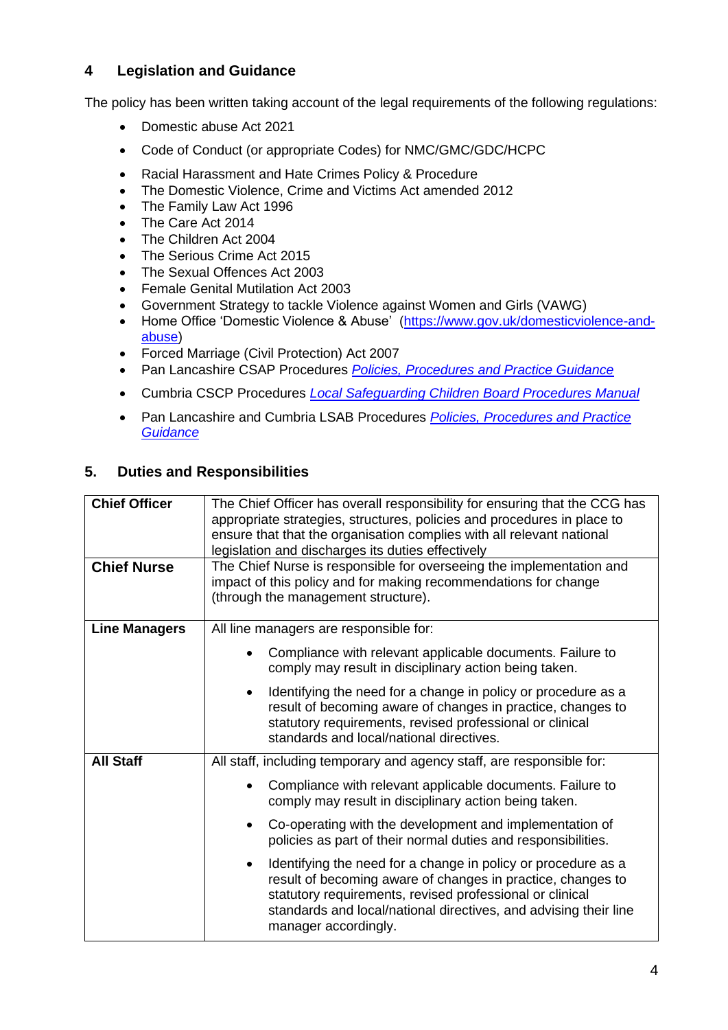## 4 Legislation and Guidance

The policy has been written taking account of the legal requirements of the following regulations:

- Domestic abuse Act 2021
- Code of Conduct (or appropriate Codes) for NMC/GMC/GDC/HCPC
- Racial Harassment and Hate Crimes Policy & Procedure
- The Domestic Violence, Crime and Victims Act amended 2012
- The Family Law Act 1996
- The Care Act 2014
- The Children Act 2004
- The Serious Crime Act 2015
- The Sexual Offences Act 2003
- Female Genital Mutilation Act 2003
- Government Strategy to tackle Violence against Women and Girls (VAWG)
- Home Office 'Domestic Violence & Abuse' (https://www.gov.uk/domesticviolence-and-abuse)
- Forced Marriage (Civil Protection) Act 2007
- Pan Lancashire CSAP Procedures *Policies, Procedures and Practice Guidance*
- Cumbria CSCP Procedures *Local Safeguarding Children Board Procedures Manual*
- Pan Lancashire and Cumbria LSAB Procedures *Policies, Procedures and Practice Guidance*

## 5. Duties and Responsibilities

| | |
|---|---|
| **Chief Officer** | The Chief Officer has overall responsibility for ensuring that the CCG has appropriate strategies, structures, policies and procedures in place to ensure that that the organisation complies with all relevant national legislation and discharges its duties effectively |
| **Chief Nurse** | The Chief Nurse is responsible for overseeing the implementation and impact of this policy and for making recommendations for change (through the management structure). |
| **Line Managers** | All line managers are responsible for:<br>• Compliance with relevant applicable documents. Failure to comply may result in disciplinary action being taken.<br>• Identifying the need for a change in policy or procedure as a result of becoming aware of changes in practice, changes to statutory requirements, revised professional or clinical standards and local/national directives. |
| **All Staff** | All staff, including temporary and agency staff, are responsible for:<br>• Compliance with relevant applicable documents. Failure to comply may result in disciplinary action being taken.<br>• Co-operating with the development and implementation of policies as part of their normal duties and responsibilities.<br>• Identifying the need for a change in policy or procedure as a result of becoming aware of changes in practice, changes to statutory requirements, revised professional or clinical standards and local/national directives, and advising their line manager accordingly. |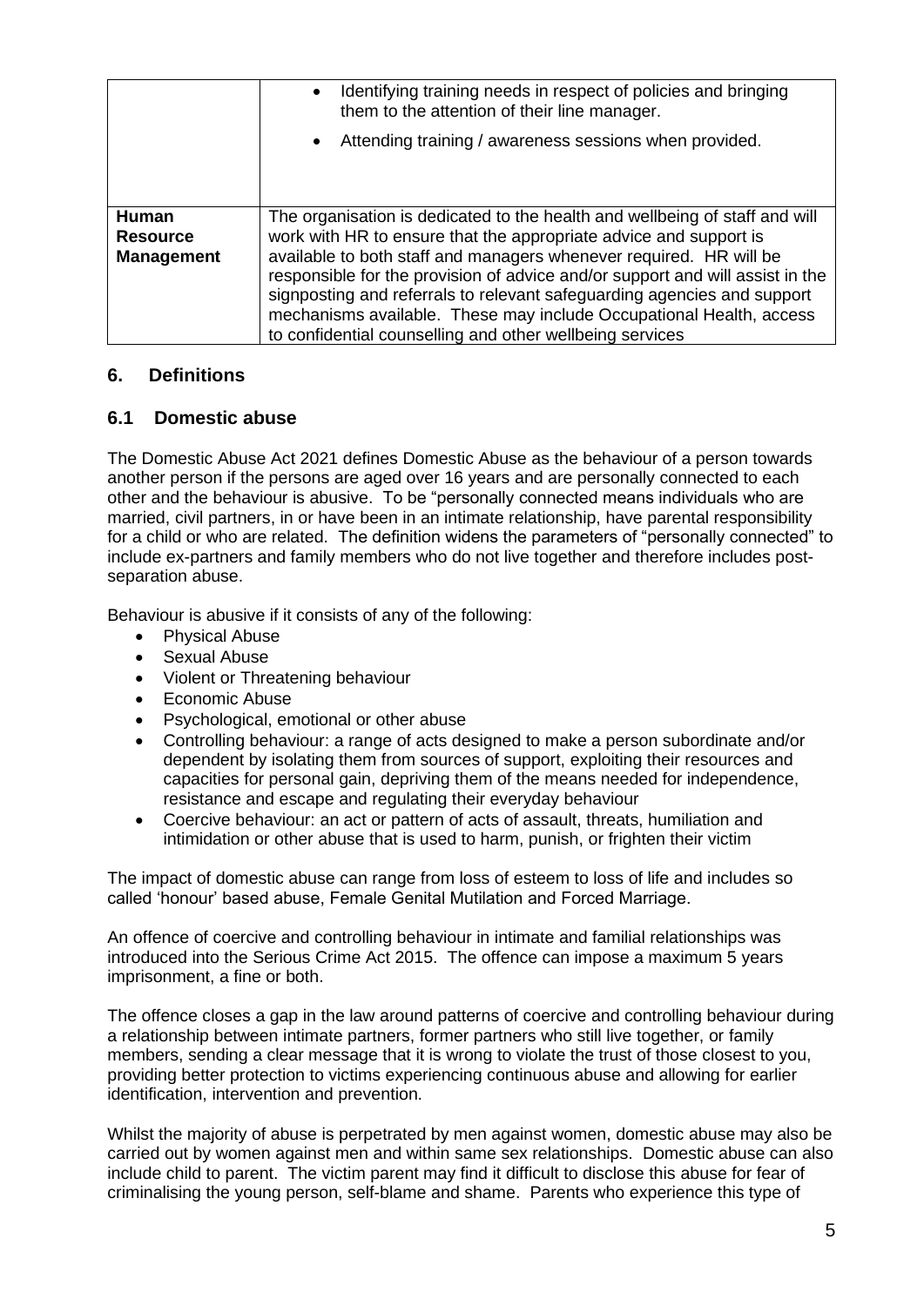| | |
|---|---|
| | • Identifying training needs in respect of policies and bringing them to the attention of their line manager.<br>• Attending training / awareness sessions when provided. |
| **Human Resource Management** | The organisation is dedicated to the health and wellbeing of staff and will work with HR to ensure that the appropriate advice and support is available to both staff and managers whenever required. HR will be responsible for the provision of advice and/or support and will assist in the signposting and referrals to relevant safeguarding agencies and support mechanisms available. These may include Occupational Health, access to confidential counselling and other wellbeing services |

## 6. Definitions

### 6.1 Domestic abuse

The Domestic Abuse Act 2021 defines Domestic Abuse as the behaviour of a person towards another person if the persons are aged over 16 years and are personally connected to each other and the behaviour is abusive. To be "personally connected means individuals who are married, civil partners, in or have been in an intimate relationship, have parental responsibility for a child or who are related. The definition widens the parameters of "personally connected" to include ex-partners and family members who do not live together and therefore includes post-separation abuse.

Behaviour is abusive if it consists of any of the following:

- Physical Abuse
- Sexual Abuse
- Violent or Threatening behaviour
- Economic Abuse
- Psychological, emotional or other abuse
- Controlling behaviour: a range of acts designed to make a person subordinate and/or dependent by isolating them from sources of support, exploiting their resources and capacities for personal gain, depriving them of the means needed for independence, resistance and escape and regulating their everyday behaviour
- Coercive behaviour: an act or pattern of acts of assault, threats, humiliation and intimidation or other abuse that is used to harm, punish, or frighten their victim

The impact of domestic abuse can range from loss of esteem to loss of life and includes so called 'honour' based abuse, Female Genital Mutilation and Forced Marriage.

An offence of coercive and controlling behaviour in intimate and familial relationships was introduced into the Serious Crime Act 2015. The offence can impose a maximum 5 years imprisonment, a fine or both.

The offence closes a gap in the law around patterns of coercive and controlling behaviour during a relationship between intimate partners, former partners who still live together, or family members, sending a clear message that it is wrong to violate the trust of those closest to you, providing better protection to victims experiencing continuous abuse and allowing for earlier identification, intervention and prevention.

Whilst the majority of abuse is perpetrated by men against women, domestic abuse may also be carried out by women against men and within same sex relationships. Domestic abuse can also include child to parent. The victim parent may find it difficult to disclose this abuse for fear of criminalising the young person, self-blame and shame. Parents who experience this type of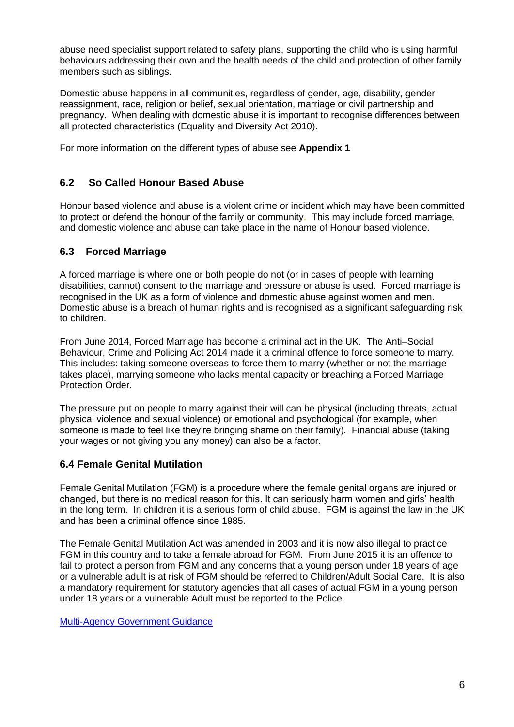abuse need specialist support related to safety plans, supporting the child who is using harmful behaviours addressing their own and the health needs of the child and protection of other family members such as siblings.

Domestic abuse happens in all communities, regardless of gender, age, disability, gender reassignment, race, religion or belief, sexual orientation, marriage or civil partnership and pregnancy. When dealing with domestic abuse it is important to recognise differences between all protected characteristics (Equality and Diversity Act 2010).

For more information on the different types of abuse see **Appendix 1**

## 6.2 So Called Honour Based Abuse

Honour based violence and abuse is a violent crime or incident which may have been committed to protect or defend the honour of the family or community. This may include forced marriage, and domestic violence and abuse can take place in the name of Honour based violence.

## 6.3 Forced Marriage

A forced marriage is where one or both people do not (or in cases of people with learning disabilities, cannot) consent to the marriage and pressure or abuse is used. Forced marriage is recognised in the UK as a form of violence and domestic abuse against women and men. Domestic abuse is a breach of human rights and is recognised as a significant safeguarding risk to children.

From June 2014, Forced Marriage has become a criminal act in the UK. The Anti–Social Behaviour, Crime and Policing Act 2014 made it a criminal offence to force someone to marry. This includes: taking someone overseas to force them to marry (whether or not the marriage takes place), marrying someone who lacks mental capacity or breaching a Forced Marriage Protection Order.

The pressure put on people to marry against their will can be physical (including threats, actual physical violence and sexual violence) or emotional and psychological (for example, when someone is made to feel like they're bringing shame on their family). Financial abuse (taking your wages or not giving you any money) can also be a factor.

## 6.4 Female Genital Mutilation

Female Genital Mutilation (FGM) is a procedure where the female genital organs are injured or changed, but there is no medical reason for this. It can seriously harm women and girls' health in the long term. In children it is a serious form of child abuse. FGM is against the law in the UK and has been a criminal offence since 1985.

The Female Genital Mutilation Act was amended in 2003 and it is now also illegal to practice FGM in this country and to take a female abroad for FGM. From June 2015 it is an offence to fail to protect a person from FGM and any concerns that a young person under 18 years of age or a vulnerable adult is at risk of FGM should be referred to Children/Adult Social Care. It is also a mandatory requirement for statutory agencies that all cases of actual FGM in a young person under 18 years or a vulnerable Adult must be reported to the Police.

Multi-Agency Government Guidance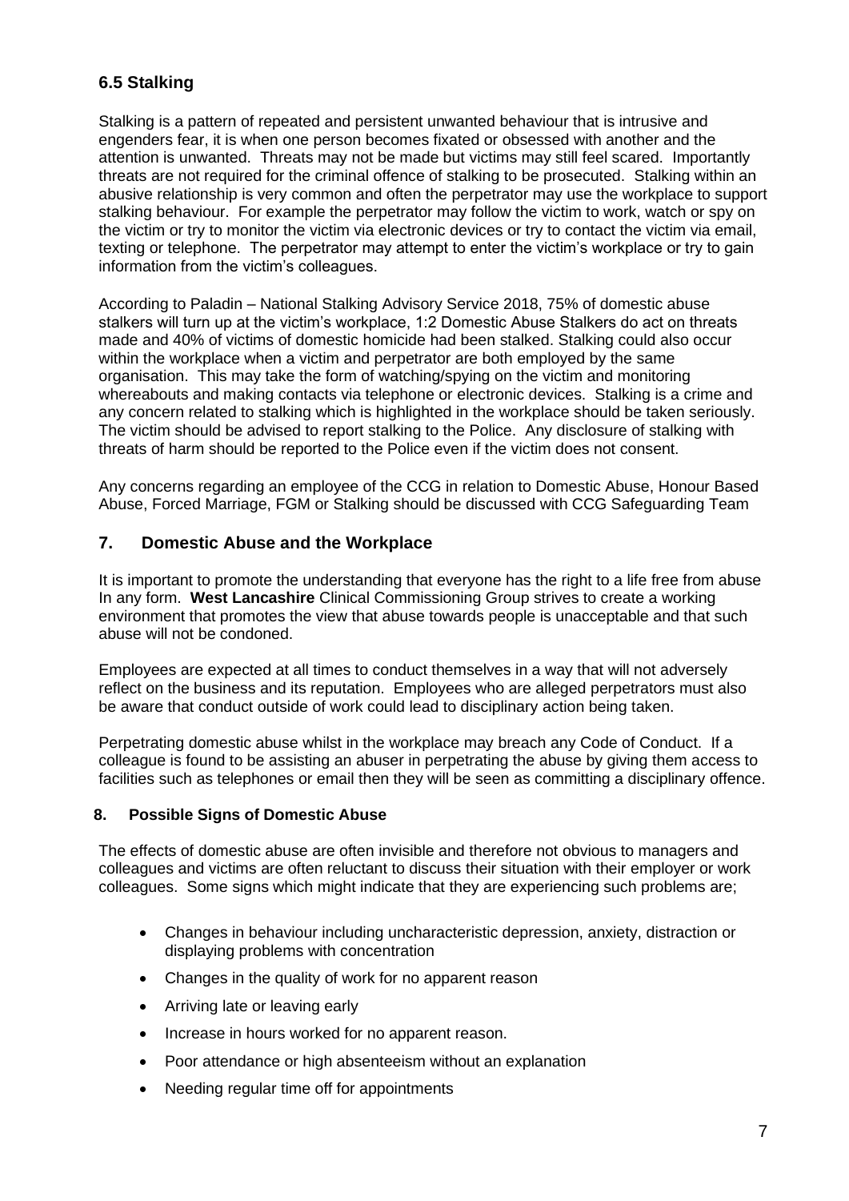## 6.5 Stalking

Stalking is a pattern of repeated and persistent unwanted behaviour that is intrusive and engenders fear, it is when one person becomes fixated or obsessed with another and the attention is unwanted. Threats may not be made but victims may still feel scared. Importantly threats are not required for the criminal offence of stalking to be prosecuted. Stalking within an abusive relationship is very common and often the perpetrator may use the workplace to support stalking behaviour. For example the perpetrator may follow the victim to work, watch or spy on the victim or try to monitor the victim via electronic devices or try to contact the victim via email, texting or telephone. The perpetrator may attempt to enter the victim's workplace or try to gain information from the victim's colleagues.

According to Paladin – National Stalking Advisory Service 2018, 75% of domestic abuse stalkers will turn up at the victim's workplace, 1:2 Domestic Abuse Stalkers do act on threats made and 40% of victims of domestic homicide had been stalked. Stalking could also occur within the workplace when a victim and perpetrator are both employed by the same organisation. This may take the form of watching/spying on the victim and monitoring whereabouts and making contacts via telephone or electronic devices. Stalking is a crime and any concern related to stalking which is highlighted in the workplace should be taken seriously. The victim should be advised to report stalking to the Police. Any disclosure of stalking with threats of harm should be reported to the Police even if the victim does not consent.

Any concerns regarding an employee of the CCG in relation to Domestic Abuse, Honour Based Abuse, Forced Marriage, FGM or Stalking should be discussed with CCG Safeguarding Team

## 7. Domestic Abuse and the Workplace

It is important to promote the understanding that everyone has the right to a life free from abuse In any form. **West Lancashire** Clinical Commissioning Group strives to create a working environment that promotes the view that abuse towards people is unacceptable and that such abuse will not be condoned.

Employees are expected at all times to conduct themselves in a way that will not adversely reflect on the business and its reputation. Employees who are alleged perpetrators must also be aware that conduct outside of work could lead to disciplinary action being taken.

Perpetrating domestic abuse whilst in the workplace may breach any Code of Conduct. If a colleague is found to be assisting an abuser in perpetrating the abuse by giving them access to facilities such as telephones or email then they will be seen as committing a disciplinary offence.

### 8. Possible Signs of Domestic Abuse

The effects of domestic abuse are often invisible and therefore not obvious to managers and colleagues and victims are often reluctant to discuss their situation with their employer or work colleagues. Some signs which might indicate that they are experiencing such problems are;

- Changes in behaviour including uncharacteristic depression, anxiety, distraction or displaying problems with concentration
- Changes in the quality of work for no apparent reason
- Arriving late or leaving early
- Increase in hours worked for no apparent reason.
- Poor attendance or high absenteeism without an explanation
- Needing regular time off for appointments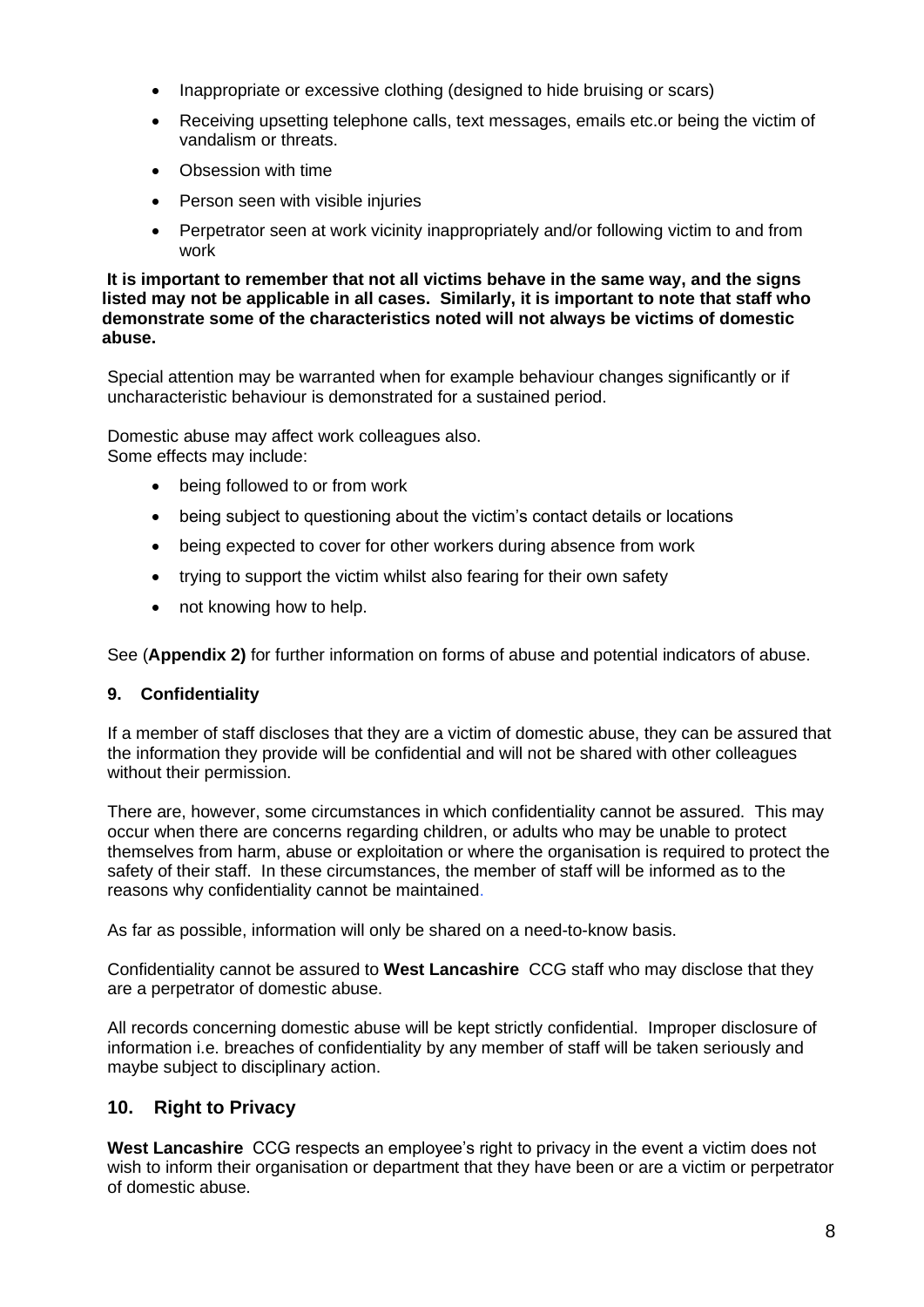- Inappropriate or excessive clothing (designed to hide bruising or scars)
- Receiving upsetting telephone calls, text messages, emails etc.or being the victim of vandalism or threats.
- Obsession with time
- Person seen with visible injuries
- Perpetrator seen at work vicinity inappropriately and/or following victim to and from work

**It is important to remember that not all victims behave in the same way, and the signs listed may not be applicable in all cases. Similarly, it is important to note that staff who demonstrate some of the characteristics noted will not always be victims of domestic abuse.**

Special attention may be warranted when for example behaviour changes significantly or if uncharacteristic behaviour is demonstrated for a sustained period.

Domestic abuse may affect work colleagues also.
Some effects may include:

- being followed to or from work
- being subject to questioning about the victim's contact details or locations
- being expected to cover for other workers during absence from work
- trying to support the victim whilst also fearing for their own safety
- not knowing how to help.

See (**Appendix 2)** for further information on forms of abuse and potential indicators of abuse.

## 9. Confidentiality

If a member of staff discloses that they are a victim of domestic abuse, they can be assured that the information they provide will be confidential and will not be shared with other colleagues without their permission.

There are, however, some circumstances in which confidentiality cannot be assured. This may occur when there are concerns regarding children, or adults who may be unable to protect themselves from harm, abuse or exploitation or where the organisation is required to protect the safety of their staff. In these circumstances, the member of staff will be informed as to the reasons why confidentiality cannot be maintained.

As far as possible, information will only be shared on a need-to-know basis.

Confidentiality cannot be assured to **West Lancashire** CCG staff who may disclose that they are a perpetrator of domestic abuse.

All records concerning domestic abuse will be kept strictly confidential. Improper disclosure of information i.e. breaches of confidentiality by any member of staff will be taken seriously and maybe subject to disciplinary action.

## 10. Right to Privacy

**West Lancashire** CCG respects an employee's right to privacy in the event a victim does not wish to inform their organisation or department that they have been or are a victim or perpetrator of domestic abuse.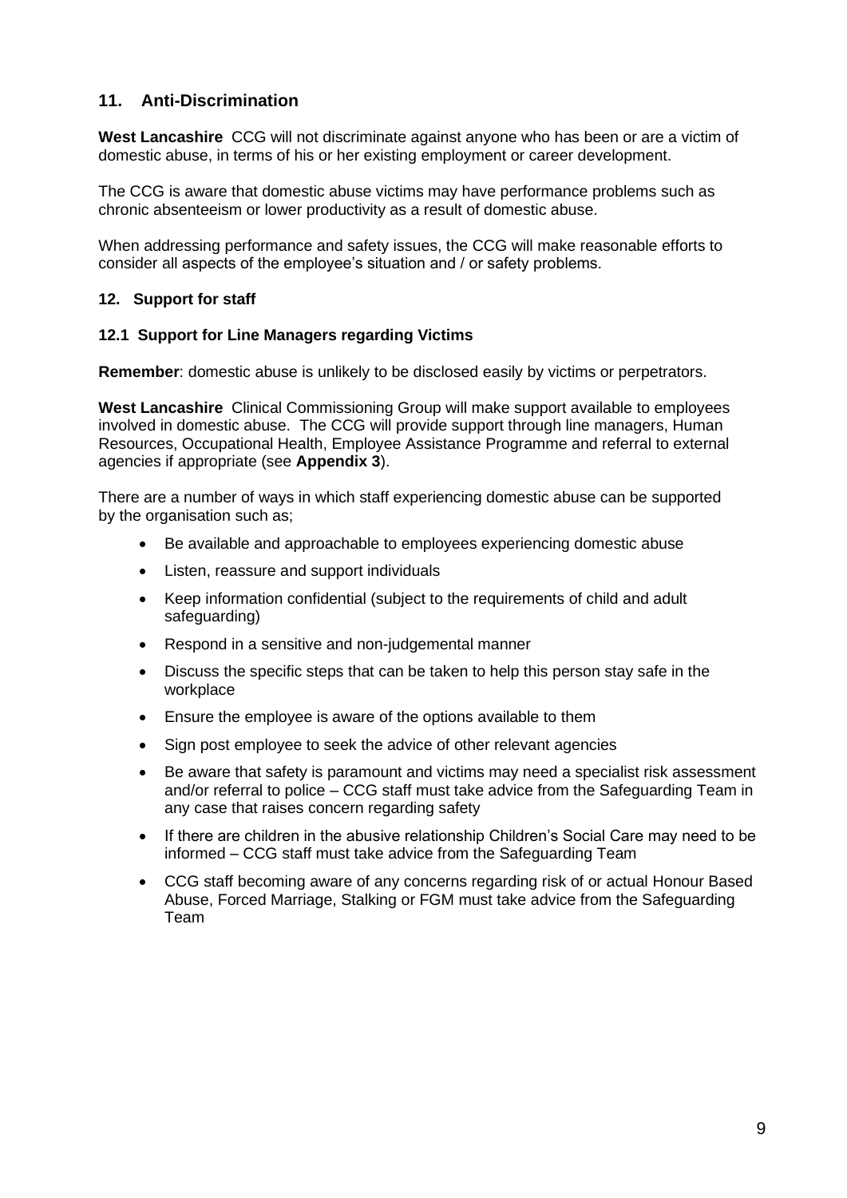## 11. Anti-Discrimination

**West Lancashire** CCG will not discriminate against anyone who has been or are a victim of domestic abuse, in terms of his or her existing employment or career development.

The CCG is aware that domestic abuse victims may have performance problems such as chronic absenteeism or lower productivity as a result of domestic abuse.

When addressing performance and safety issues, the CCG will make reasonable efforts to consider all aspects of the employee's situation and / or safety problems.

### 12. Support for staff

#### 12.1 Support for Line Managers regarding Victims

**Remember**: domestic abuse is unlikely to be disclosed easily by victims or perpetrators.

**West Lancashire** Clinical Commissioning Group will make support available to employees involved in domestic abuse. The CCG will provide support through line managers, Human Resources, Occupational Health, Employee Assistance Programme and referral to external agencies if appropriate (see **Appendix 3**).

There are a number of ways in which staff experiencing domestic abuse can be supported by the organisation such as;

- Be available and approachable to employees experiencing domestic abuse
- Listen, reassure and support individuals
- Keep information confidential (subject to the requirements of child and adult safeguarding)
- Respond in a sensitive and non-judgemental manner
- Discuss the specific steps that can be taken to help this person stay safe in the workplace
- Ensure the employee is aware of the options available to them
- Sign post employee to seek the advice of other relevant agencies
- Be aware that safety is paramount and victims may need a specialist risk assessment and/or referral to police – CCG staff must take advice from the Safeguarding Team in any case that raises concern regarding safety
- If there are children in the abusive relationship Children's Social Care may need to be informed – CCG staff must take advice from the Safeguarding Team
- CCG staff becoming aware of any concerns regarding risk of or actual Honour Based Abuse, Forced Marriage, Stalking or FGM must take advice from the Safeguarding Team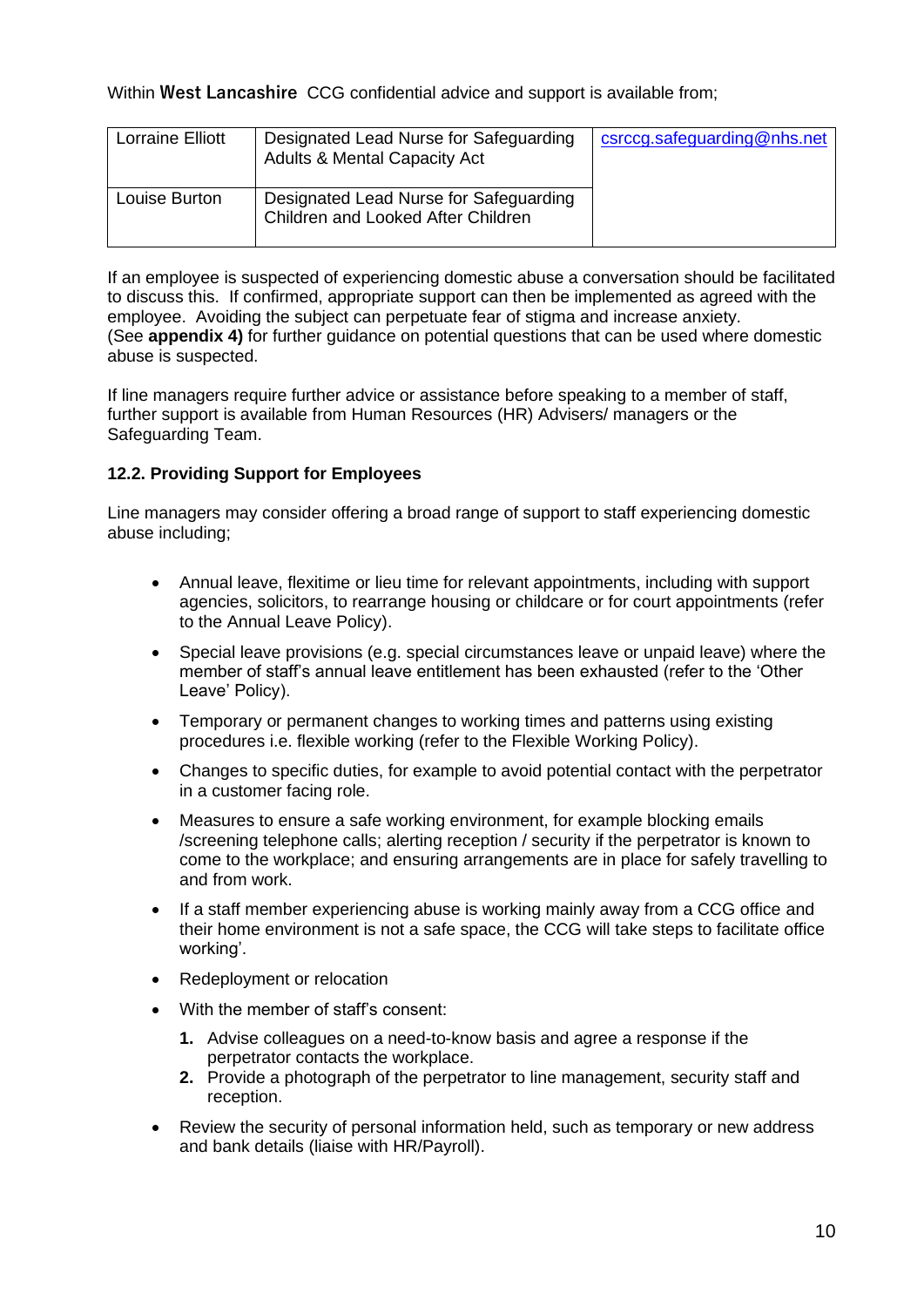Within **West Lancashire** CCG confidential advice and support is available from;

| | | |
|---|---|---|
| Lorraine Elliott | Designated Lead Nurse for Safeguarding Adults & Mental Capacity Act | csrccg.safeguarding@nhs.net |
| Louise Burton | Designated Lead Nurse for Safeguarding Children and Looked After Children | |

If an employee is suspected of experiencing domestic abuse a conversation should be facilitated to discuss this. If confirmed, appropriate support can then be implemented as agreed with the employee. Avoiding the subject can perpetuate fear of stigma and increase anxiety. (See **appendix 4)** for further guidance on potential questions that can be used where domestic abuse is suspected.

If line managers require further advice or assistance before speaking to a member of staff, further support is available from Human Resources (HR) Advisers/ managers or the Safeguarding Team.

### 12.2. Providing Support for Employees

Line managers may consider offering a broad range of support to staff experiencing domestic abuse including;

- Annual leave, flexitime or lieu time for relevant appointments, including with support agencies, solicitors, to rearrange housing or childcare or for court appointments (refer to the Annual Leave Policy).
- Special leave provisions (e.g. special circumstances leave or unpaid leave) where the member of staff's annual leave entitlement has been exhausted (refer to the 'Other Leave' Policy).
- Temporary or permanent changes to working times and patterns using existing procedures i.e. flexible working (refer to the Flexible Working Policy).
- Changes to specific duties, for example to avoid potential contact with the perpetrator in a customer facing role.
- Measures to ensure a safe working environment, for example blocking emails /screening telephone calls; alerting reception / security if the perpetrator is known to come to the workplace; and ensuring arrangements are in place for safely travelling to and from work.
- If a staff member experiencing abuse is working mainly away from a CCG office and their home environment is not a safe space, the CCG will take steps to facilitate office working'.
- Redeployment or relocation
- With the member of staff's consent:
  1. Advise colleagues on a need-to-know basis and agree a response if the perpetrator contacts the workplace.
  2. Provide a photograph of the perpetrator to line management, security staff and reception.
- Review the security of personal information held, such as temporary or new address and bank details (liaise with HR/Payroll).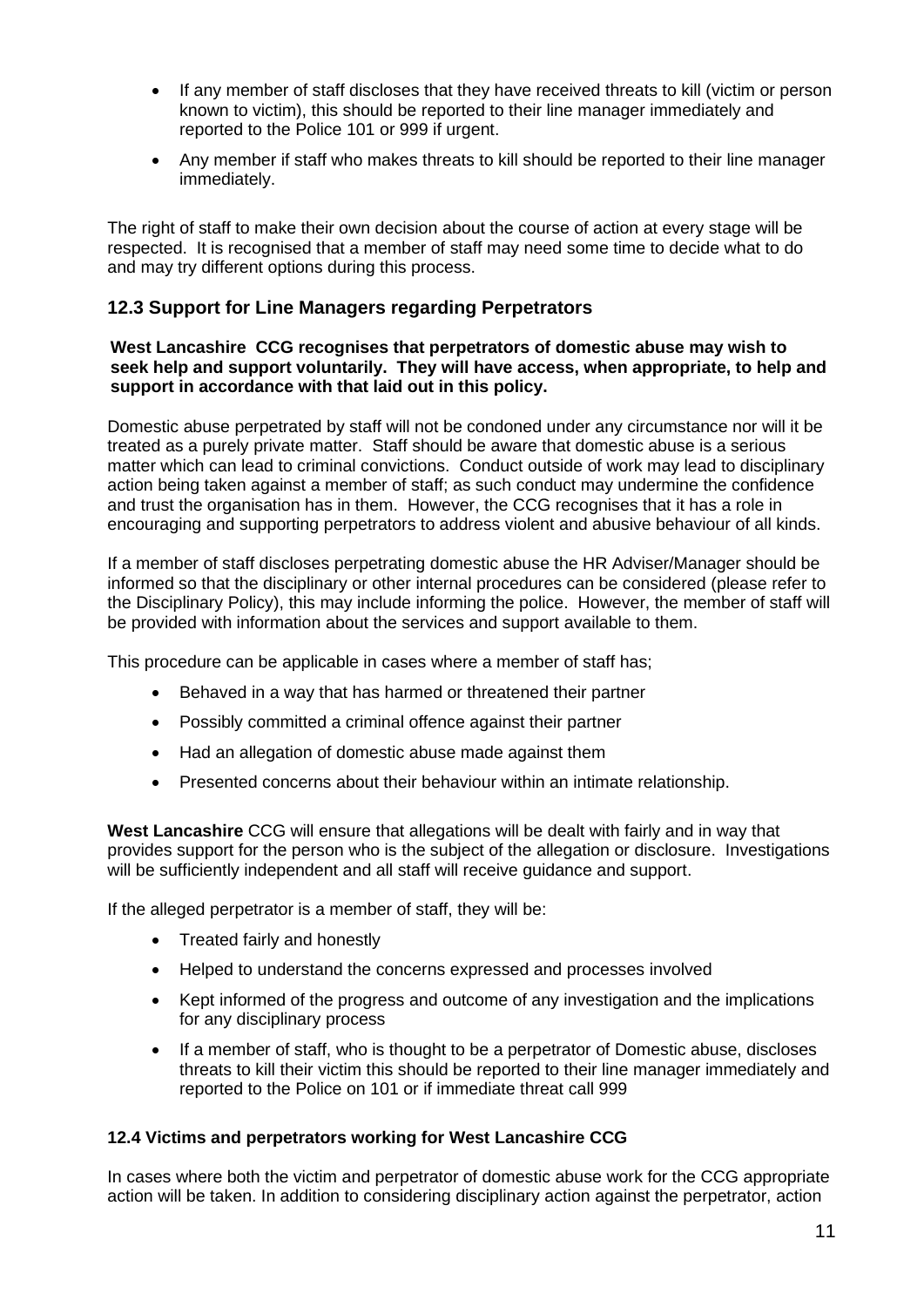- If any member of staff discloses that they have received threats to kill (victim or person known to victim), this should be reported to their line manager immediately and reported to the Police 101 or 999 if urgent.
- Any member if staff who makes threats to kill should be reported to their line manager immediately.

The right of staff to make their own decision about the course of action at every stage will be respected. It is recognised that a member of staff may need some time to decide what to do and may try different options during this process.

## 12.3 Support for Line Managers regarding Perpetrators

**West Lancashire CCG recognises that perpetrators of domestic abuse may wish to seek help and support voluntarily. They will have access, when appropriate, to help and support in accordance with that laid out in this policy.**

Domestic abuse perpetrated by staff will not be condoned under any circumstance nor will it be treated as a purely private matter. Staff should be aware that domestic abuse is a serious matter which can lead to criminal convictions. Conduct outside of work may lead to disciplinary action being taken against a member of staff; as such conduct may undermine the confidence and trust the organisation has in them. However, the CCG recognises that it has a role in encouraging and supporting perpetrators to address violent and abusive behaviour of all kinds.

If a member of staff discloses perpetrating domestic abuse the HR Adviser/Manager should be informed so that the disciplinary or other internal procedures can be considered (please refer to the Disciplinary Policy), this may include informing the police. However, the member of staff will be provided with information about the services and support available to them.

This procedure can be applicable in cases where a member of staff has;

- Behaved in a way that has harmed or threatened their partner
- Possibly committed a criminal offence against their partner
- Had an allegation of domestic abuse made against them
- Presented concerns about their behaviour within an intimate relationship.

**West Lancashire** CCG will ensure that allegations will be dealt with fairly and in way that provides support for the person who is the subject of the allegation or disclosure. Investigations will be sufficiently independent and all staff will receive guidance and support.

If the alleged perpetrator is a member of staff, they will be:

- Treated fairly and honestly
- Helped to understand the concerns expressed and processes involved
- Kept informed of the progress and outcome of any investigation and the implications for any disciplinary process
- If a member of staff, who is thought to be a perpetrator of Domestic abuse, discloses threats to kill their victim this should be reported to their line manager immediately and reported to the Police on 101 or if immediate threat call 999

### 12.4 Victims and perpetrators working for West Lancashire CCG

In cases where both the victim and perpetrator of domestic abuse work for the CCG appropriate action will be taken. In addition to considering disciplinary action against the perpetrator, action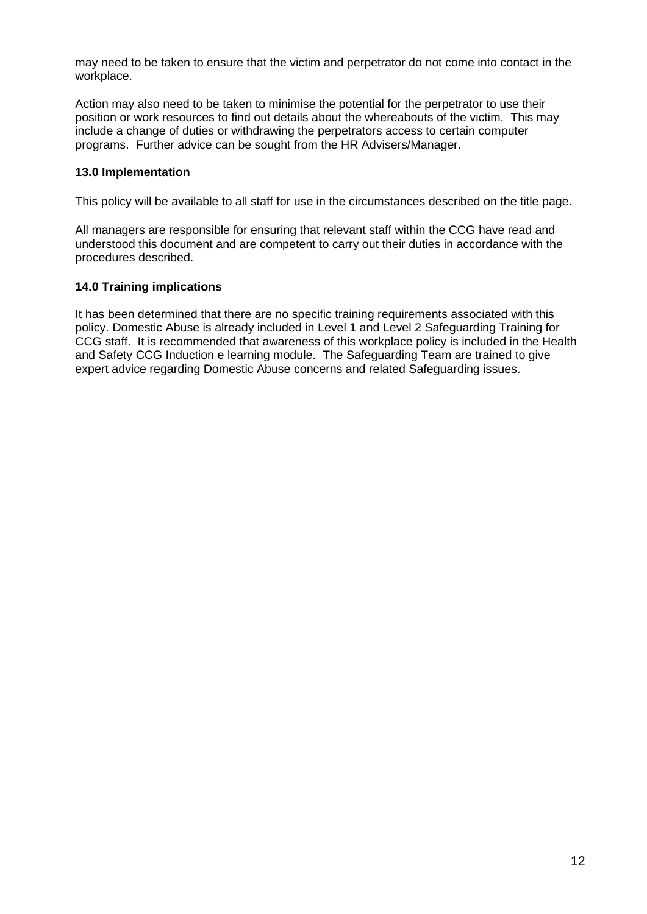may need to be taken to ensure that the victim and perpetrator do not come into contact in the workplace.

Action may also need to be taken to minimise the potential for the perpetrator to use their position or work resources to find out details about the whereabouts of the victim. This may include a change of duties or withdrawing the perpetrators access to certain computer programs. Further advice can be sought from the HR Advisers/Manager.

### 13.0 Implementation

This policy will be available to all staff for use in the circumstances described on the title page.

All managers are responsible for ensuring that relevant staff within the CCG have read and understood this document and are competent to carry out their duties in accordance with the procedures described.

### 14.0 Training implications

It has been determined that there are no specific training requirements associated with this policy. Domestic Abuse is already included in Level 1 and Level 2 Safeguarding Training for CCG staff. It is recommended that awareness of this workplace policy is included in the Health and Safety CCG Induction e learning module. The Safeguarding Team are trained to give expert advice regarding Domestic Abuse concerns and related Safeguarding issues.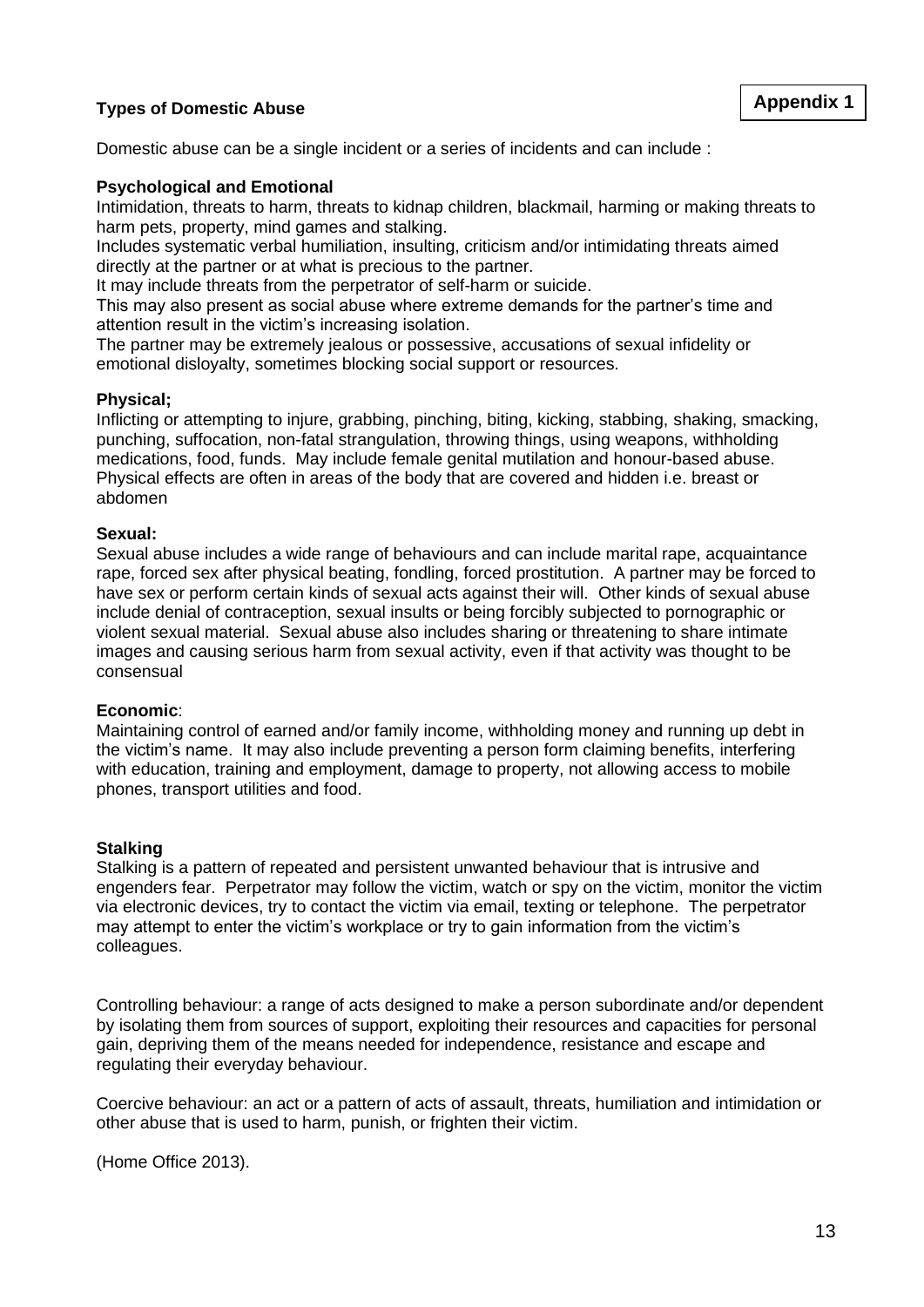**Appendix 1**

## Types of Domestic Abuse

Domestic abuse can be a single incident or a series of incidents and can include :

### Psychological and Emotional

Intimidation, threats to harm, threats to kidnap children, blackmail, harming or making threats to harm pets, property, mind games and stalking.

Includes systematic verbal humiliation, insulting, criticism and/or intimidating threats aimed directly at the partner or at what is precious to the partner.

It may include threats from the perpetrator of self-harm or suicide.

This may also present as social abuse where extreme demands for the partner's time and attention result in the victim's increasing isolation.

The partner may be extremely jealous or possessive, accusations of sexual infidelity or emotional disloyalty, sometimes blocking social support or resources.

### Physical;

Inflicting or attempting to injure, grabbing, pinching, biting, kicking, stabbing, shaking, smacking, punching, suffocation, non-fatal strangulation, throwing things, using weapons, withholding medications, food, funds. May include female genital mutilation and honour-based abuse. Physical effects are often in areas of the body that are covered and hidden i.e. breast or abdomen

### Sexual:

Sexual abuse includes a wide range of behaviours and can include marital rape, acquaintance rape, forced sex after physical beating, fondling, forced prostitution. A partner may be forced to have sex or perform certain kinds of sexual acts against their will. Other kinds of sexual abuse include denial of contraception, sexual insults or being forcibly subjected to pornographic or violent sexual material. Sexual abuse also includes sharing or threatening to share intimate images and causing serious harm from sexual activity, even if that activity was thought to be consensual

### Economic:

Maintaining control of earned and/or family income, withholding money and running up debt in the victim's name. It may also include preventing a person form claiming benefits, interfering with education, training and employment, damage to property, not allowing access to mobile phones, transport utilities and food.

### Stalking

Stalking is a pattern of repeated and persistent unwanted behaviour that is intrusive and engenders fear. Perpetrator may follow the victim, watch or spy on the victim, monitor the victim via electronic devices, try to contact the victim via email, texting or telephone. The perpetrator may attempt to enter the victim's workplace or try to gain information from the victim's colleagues.

Controlling behaviour: a range of acts designed to make a person subordinate and/or dependent by isolating them from sources of support, exploiting their resources and capacities for personal gain, depriving them of the means needed for independence, resistance and escape and regulating their everyday behaviour.

Coercive behaviour: an act or a pattern of acts of assault, threats, humiliation and intimidation or other abuse that is used to harm, punish, or frighten their victim.

(Home Office 2013).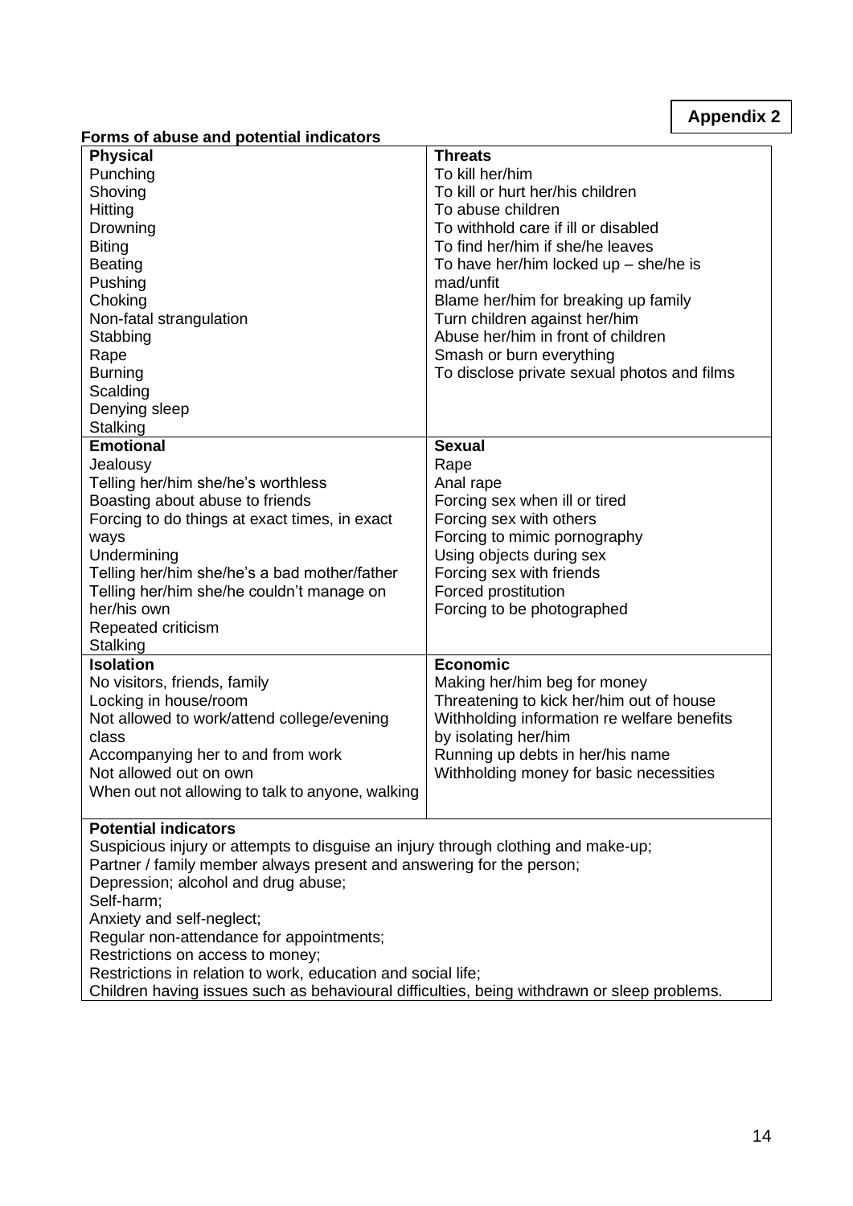**Appendix 2**

**Forms of abuse and potential indicators**

| | |
|---|---|
| **Physical**<br>Punching<br>Shoving<br>Hitting<br>Drowning<br>Biting<br>Beating<br>Pushing<br>Choking<br>Non-fatal strangulation<br>Stabbing<br>Rape<br>Burning<br>Scalding<br>Denying sleep<br>Stalking | **Threats**<br>To kill her/him<br>To kill or hurt her/his children<br>To abuse children<br>To withhold care if ill or disabled<br>To find her/him if she/he leaves<br>To have her/him locked up – she/he is mad/unfit<br>Blame her/him for breaking up family<br>Turn children against her/him<br>Abuse her/him in front of children<br>Smash or burn everything<br>To disclose private sexual photos and films |
| **Emotional**<br>Jealousy<br>Telling her/him she/he's worthless<br>Boasting about abuse to friends<br>Forcing to do things at exact times, in exact ways<br>Undermining<br>Telling her/him she/he's a bad mother/father<br>Telling her/him she/he couldn't manage on her/his own<br>Repeated criticism<br>Stalking | **Sexual**<br>Rape<br>Anal rape<br>Forcing sex when ill or tired<br>Forcing sex with others<br>Forcing to mimic pornography<br>Using objects during sex<br>Forcing sex with friends<br>Forced prostitution<br>Forcing to be photographed |
| **Isolation**<br>No visitors, friends, family<br>Locking in house/room<br>Not allowed to work/attend college/evening class<br>Accompanying her to and from work<br>Not allowed out on own<br>When out not allowing to talk to anyone, walking | **Economic**<br>Making her/him beg for money<br>Threatening to kick her/him out of house<br>Withholding information re welfare benefits by isolating her/him<br>Running up debts in her/his name<br>Withholding money for basic necessities |

**Potential indicators**

Suspicious injury or attempts to disguise an injury through clothing and make-up;
Partner / family member always present and answering for the person;
Depression; alcohol and drug abuse;
Self-harm;
Anxiety and self-neglect;
Regular non-attendance for appointments;
Restrictions on access to money;
Restrictions in relation to work, education and social life;
Children having issues such as behavioural difficulties, being withdrawn or sleep problems.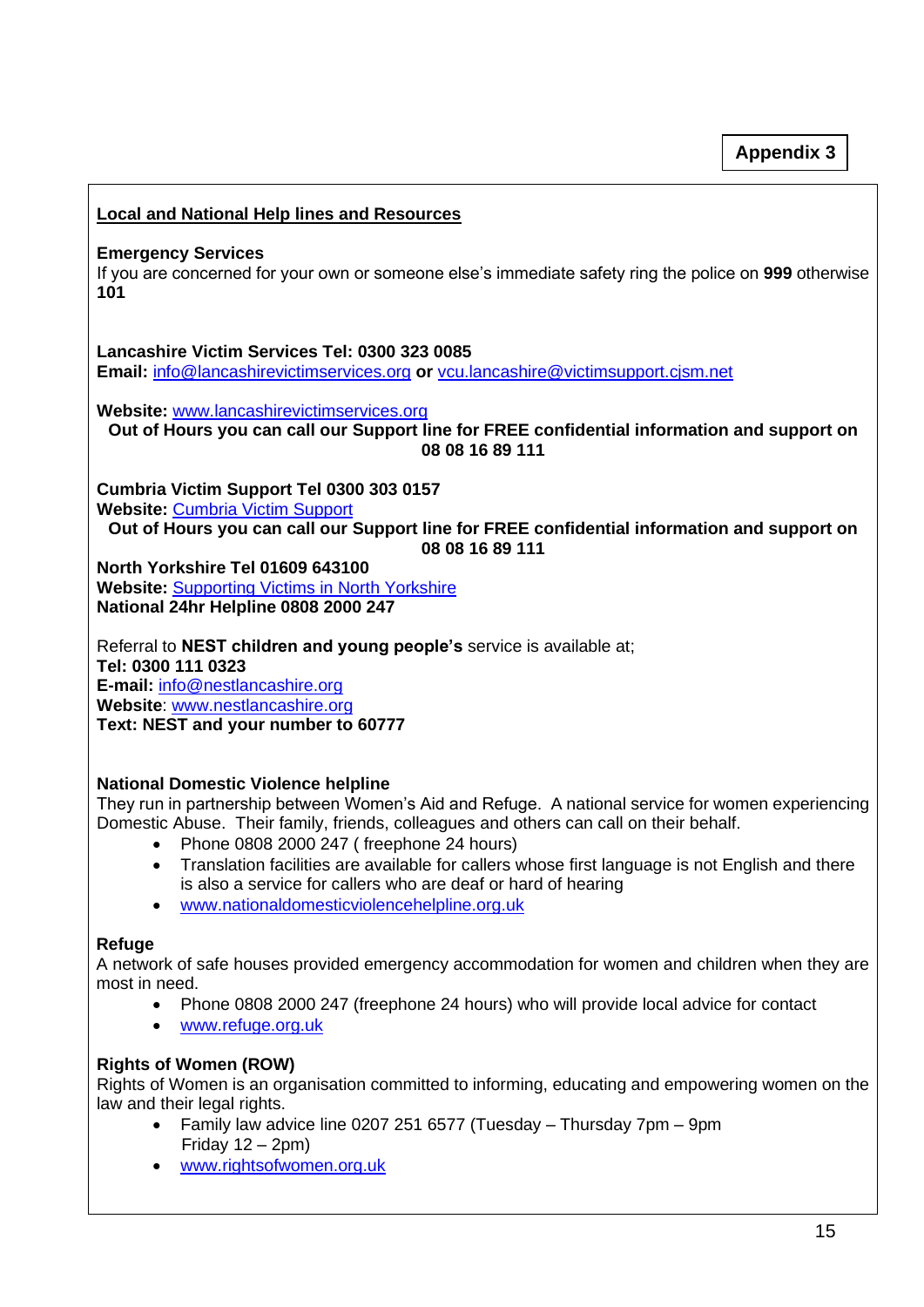**Appendix 3**

## Local and National Help lines and Resources

**Emergency Services**
If you are concerned for your own or someone else's immediate safety ring the police on **999** otherwise **101**

**Lancashire Victim Services Tel: 0300 323 0085**
**Email:** info@lancashirevictimservices.org **or** vcu.lancashire@victimsupport.cjsm.net

**Website:** www.lancashirevictimservices.org
**Out of Hours you can call our Support line for FREE confidential information and support on 08 08 16 89 111**

**Cumbria Victim Support Tel 0300 303 0157**
**Website:** Cumbria Victim Support
**Out of Hours you can call our Support line for FREE confidential information and support on 08 08 16 89 111**
**North Yorkshire Tel 01609 643100**
**Website:** Supporting Victims in North Yorkshire
**National 24hr Helpline 0808 2000 247**

Referral to **NEST children and young people's** service is available at;
**Tel: 0300 111 0323**
**E-mail:** info@nestlancashire.org
**Website**: www.nestlancashire.org
**Text: NEST and your number to 60777**

**National Domestic Violence helpline**
They run in partnership between Women's Aid and Refuge. A national service for women experiencing Domestic Abuse. Their family, friends, colleagues and others can call on their behalf.

- Phone 0808 2000 247 ( freephone 24 hours)
- Translation facilities are available for callers whose first language is not English and there is also a service for callers who are deaf or hard of hearing
- www.nationaldomesticviolencehelpline.org.uk

**Refuge**
A network of safe houses provided emergency accommodation for women and children when they are most in need.

- Phone 0808 2000 247 (freephone 24 hours) who will provide local advice for contact
- www.refuge.org.uk

**Rights of Women (ROW)**
Rights of Women is an organisation committed to informing, educating and empowering women on the law and their legal rights.

- Family law advice line 0207 251 6577 (Tuesday – Thursday 7pm – 9pm Friday 12 – 2pm)
- www.rightsofwomen.org.uk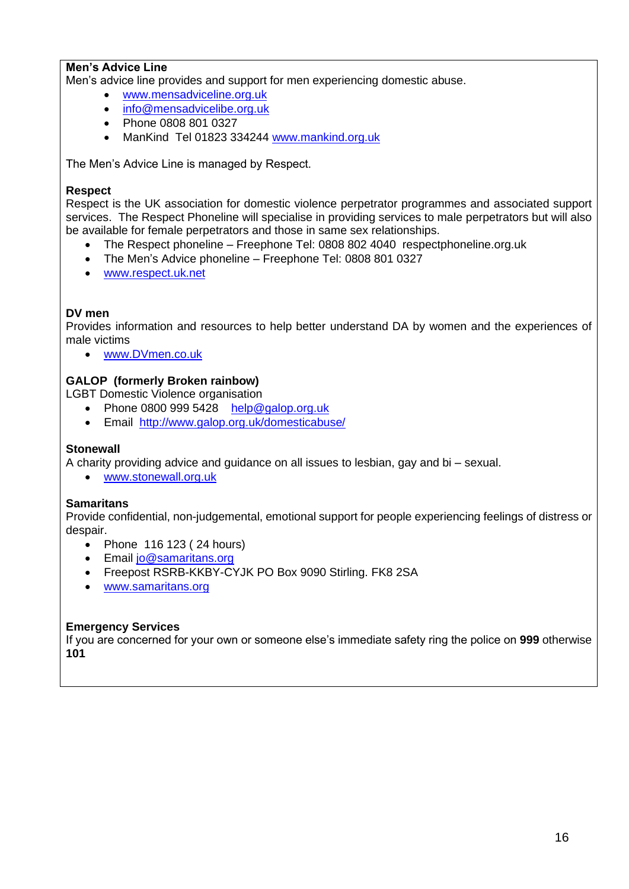**Men's Advice Line**
Men's advice line provides and support for men experiencing domestic abuse.

- www.mensadviceline.org.uk
- info@mensadvicelibe.org.uk
- Phone 0808 801 0327
- ManKind Tel 01823 334244 www.mankind.org.uk

The Men's Advice Line is managed by Respect.

**Respect**
Respect is the UK association for domestic violence perpetrator programmes and associated support services. The Respect Phoneline will specialise in providing services to male perpetrators but will also be available for female perpetrators and those in same sex relationships.

- The Respect phoneline – Freephone Tel: 0808 802 4040 respectphoneline.org.uk
- The Men's Advice phoneline – Freephone Tel: 0808 801 0327
- www.respect.uk.net

**DV men**
Provides information and resources to help better understand DA by women and the experiences of male victims

- www.DVmen.co.uk

**GALOP (formerly Broken rainbow)**
LGBT Domestic Violence organisation

- Phone 0800 999 5428 help@galop.org.uk
- Email http://www.galop.org.uk/domesticabuse/

**Stonewall**
A charity providing advice and guidance on all issues to lesbian, gay and bi – sexual.

- www.stonewall.org.uk

**Samaritans**
Provide confidential, non-judgemental, emotional support for people experiencing feelings of distress or despair.

- Phone 116 123 ( 24 hours)
- Email jo@samaritans.org
- Freepost RSRB-KKBY-CYJK PO Box 9090 Stirling. FK8 2SA
- www.samaritans.org

**Emergency Services**
If you are concerned for your own or someone else's immediate safety ring the police on **999** otherwise **101**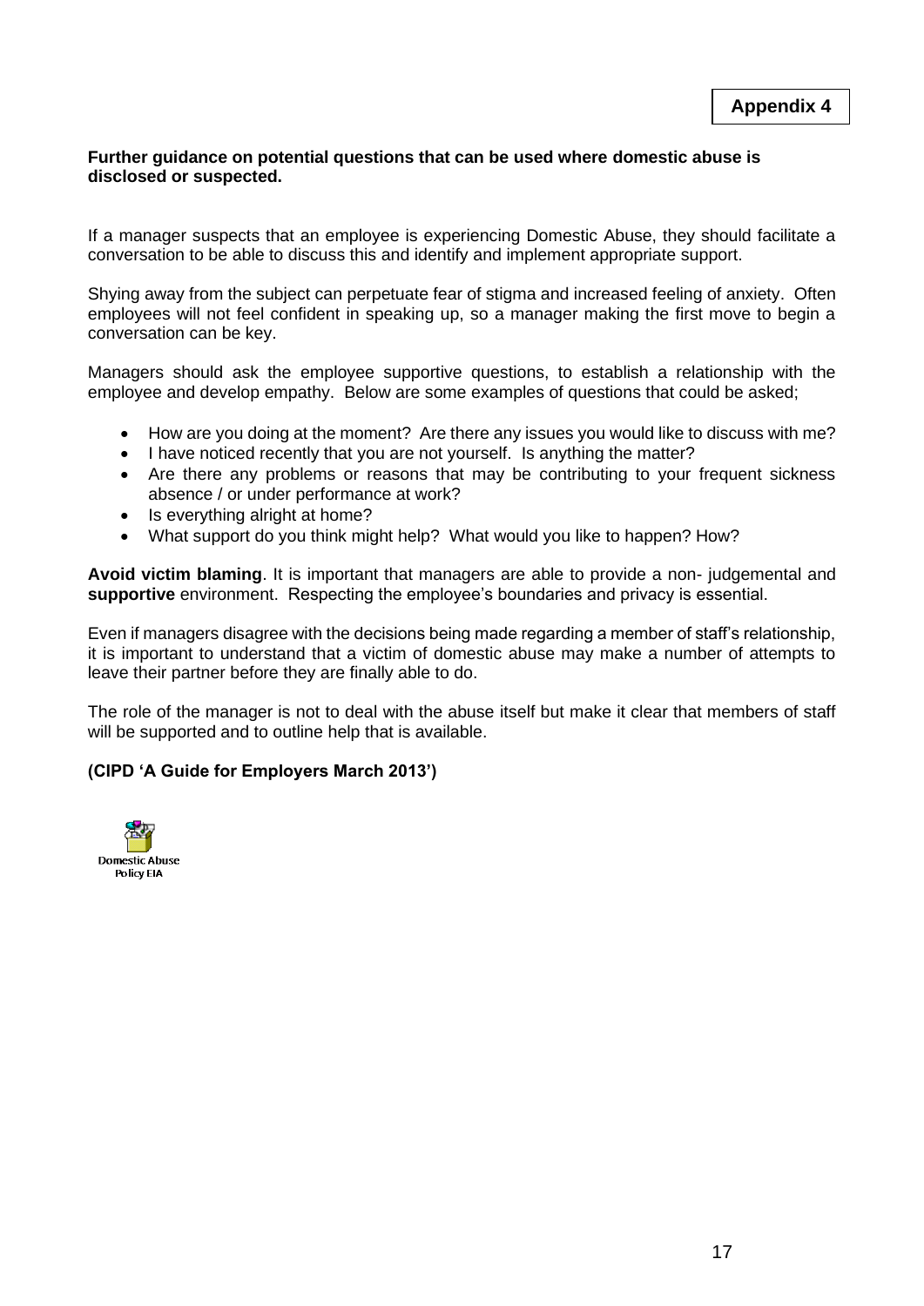**Appendix 4**

**Further guidance on potential questions that can be used where domestic abuse is disclosed or suspected.**

If a manager suspects that an employee is experiencing Domestic Abuse, they should facilitate a conversation to be able to discuss this and identify and implement appropriate support.

Shying away from the subject can perpetuate fear of stigma and increased feeling of anxiety. Often employees will not feel confident in speaking up, so a manager making the first move to begin a conversation can be key.

Managers should ask the employee supportive questions, to establish a relationship with the employee and develop empathy. Below are some examples of questions that could be asked;

- How are you doing at the moment? Are there any issues you would like to discuss with me?
- I have noticed recently that you are not yourself. Is anything the matter?
- Are there any problems or reasons that may be contributing to your frequent sickness absence / or under performance at work?
- Is everything alright at home?
- What support do you think might help? What would you like to happen? How?

**Avoid victim blaming**. It is important that managers are able to provide a non- judgemental and **supportive** environment. Respecting the employee's boundaries and privacy is essential.

Even if managers disagree with the decisions being made regarding a member of staff's relationship, it is important to understand that a victim of domestic abuse may make a number of attempts to leave their partner before they are finally able to do.

The role of the manager is not to deal with the abuse itself but make it clear that members of staff will be supported and to outline help that is available.

**(CIPD 'A Guide for Employers March 2013')**

Domestic Abuse Policy EIA